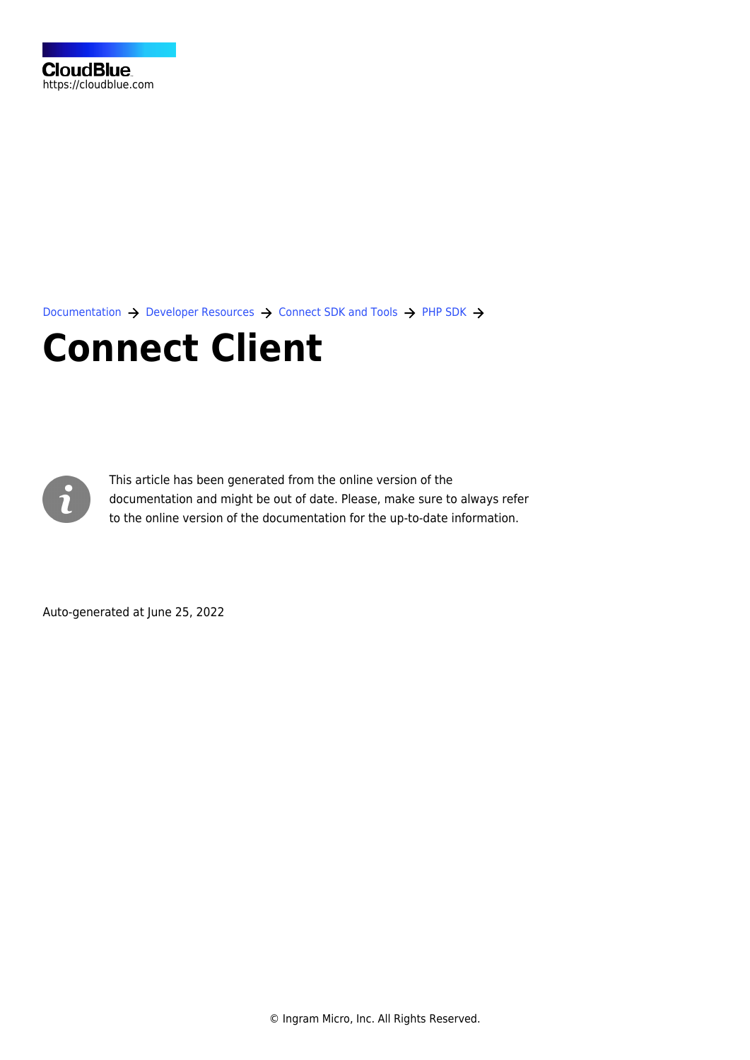CloudBlue
https://cloudblue.com

Documentation → Developer Resources → Connect SDK and Tools → PHP SDK →

# Connect Client

This article has been generated from the online version of the documentation and might be out of date. Please, make sure to always refer to the online version of the documentation for the up-to-date information.

Auto-generated at June 25, 2022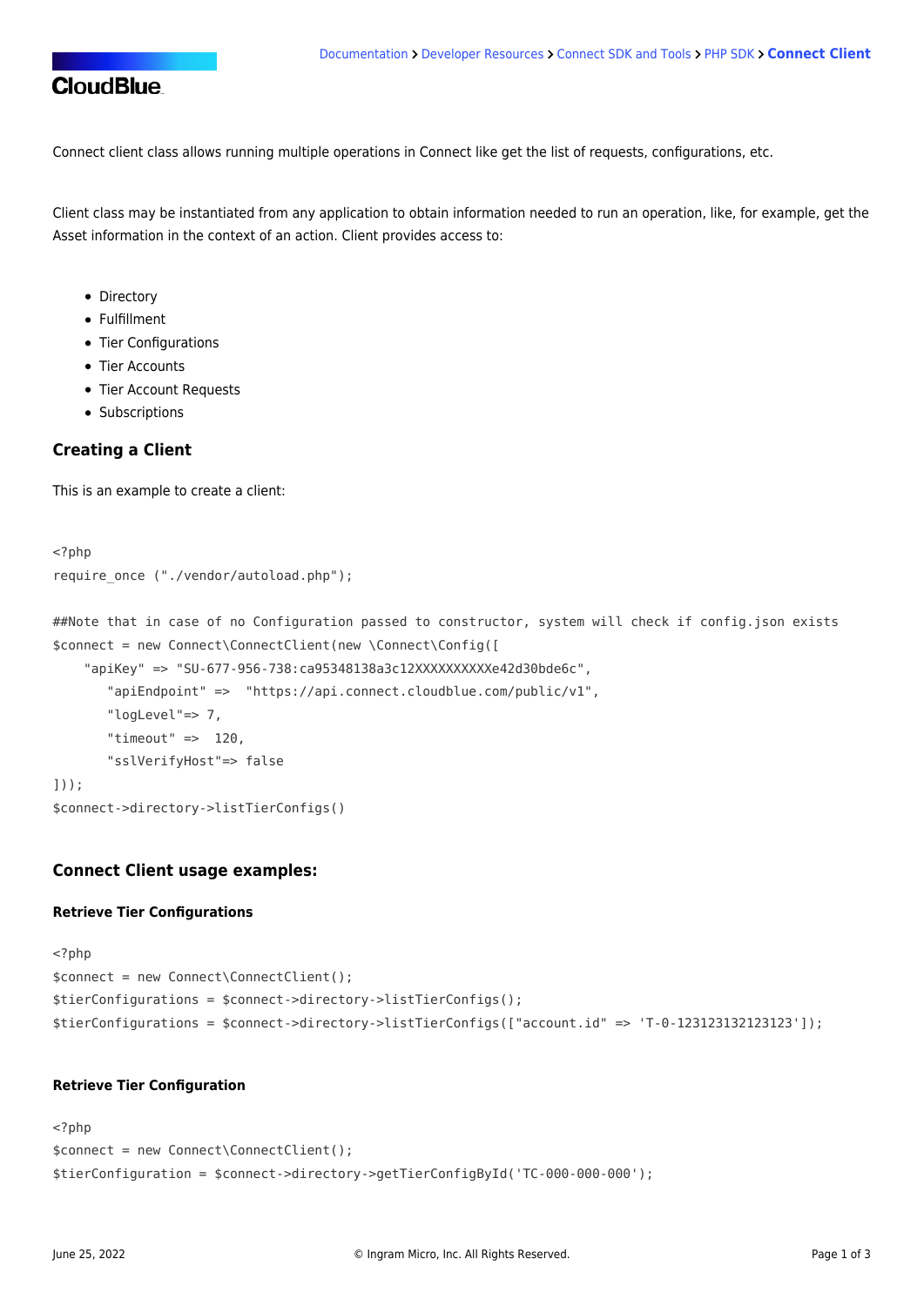Connect client class allows running multiple operations in Connect like get the list of requests, configurations, etc.

Client class may be instantiated from any application to obtain information needed to run an operation, like, for example, get the Asset information in the context of an action. Client provides access to:

- Directory
- Fulfillment
- Tier Configurations
- Tier Accounts
- Tier Account Requests
- Subscriptions

### Creating a Client

This is an example to create a client:

```
<?php
require_once ("./vendor/autoload.php");

##Note that in case of no Configuration passed to constructor, system will check if config.json exists
$connect = new Connect\ConnectClient(new \Connect\Config([
    "apiKey" => "SU-677-956-738:ca95348138a3c12XXXXXXXXXXe42d30bde6c",
       "apiEndpoint" =>  "https://api.connect.cloudblue.com/public/v1",
       "logLevel"=> 7,
       "timeout" =>  120,
       "sslVerifyHost"=> false
]));
$connect->directory->listTierConfigs()
```

### Connect Client usage examples:

#### Retrieve Tier Configurations

```
<?php
$connect = new Connect\ConnectClient();
$tierConfigurations = $connect->directory->listTierConfigs();
$tierConfigurations = $connect->directory->listTierConfigs(["account.id" => 'T-0-123123132123123']);
```

#### Retrieve Tier Configuration

```
<?php
$connect = new Connect\ConnectClient();
$tierConfiguration = $connect->directory->getTierConfigById('TC-000-000-000');
```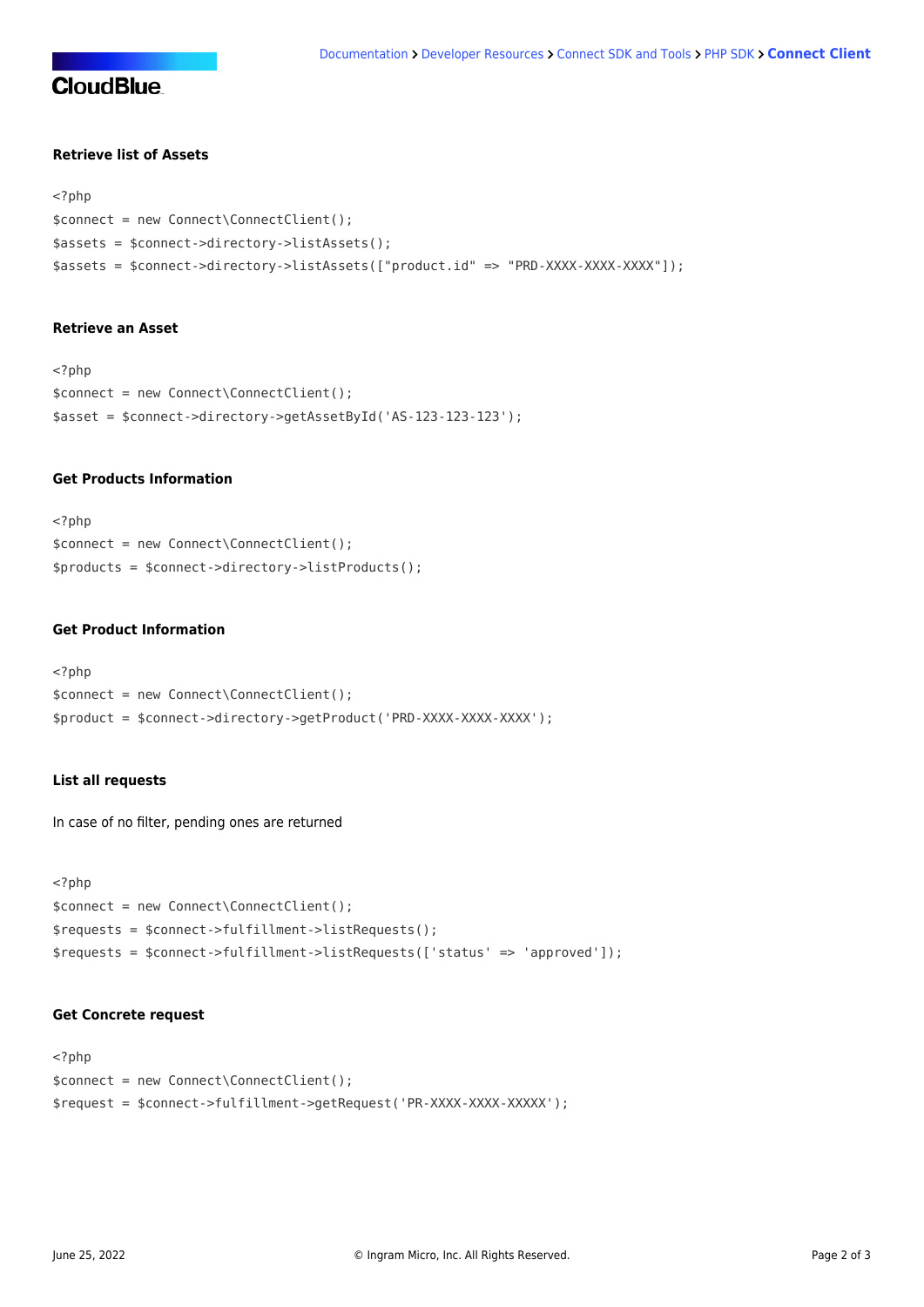### Retrieve list of Assets

```
<?php
$connect = new Connect\ConnectClient();
$assets = $connect->directory->listAssets();
$assets = $connect->directory->listAssets(["product.id" => "PRD-XXXX-XXXX-XXXX"]);
```

### Retrieve an Asset

```
<?php
$connect = new Connect\ConnectClient();
$asset = $connect->directory->getAssetById('AS-123-123-123');
```

### Get Products Information

```
<?php
$connect = new Connect\ConnectClient();
$products = $connect->directory->listProducts();
```

### Get Product Information

```
<?php
$connect = new Connect\ConnectClient();
$product = $connect->directory->getProduct('PRD-XXXX-XXXX-XXXX');
```

### List all requests

In case of no filter, pending ones are returned

```
<?php
$connect = new Connect\ConnectClient();
$requests = $connect->fulfillment->listRequests();
$requests = $connect->fulfillment->listRequests(['status' => 'approved']);
```

### Get Concrete request

```
<?php
$connect = new Connect\ConnectClient();
$request = $connect->fulfillment->getRequest('PR-XXXX-XXXX-XXXXX');
```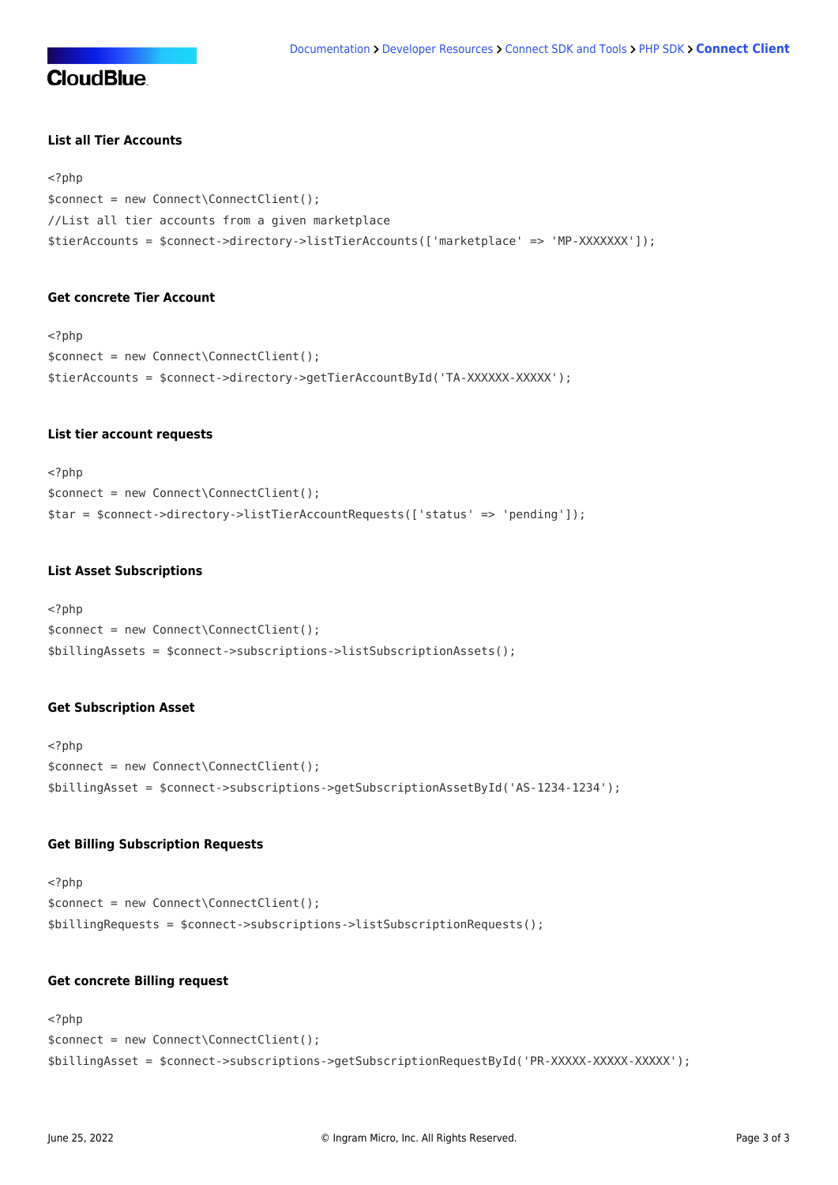### List all Tier Accounts

```
<?php
$connect = new Connect\ConnectClient();
//List all tier accounts from a given marketplace
$tierAccounts = $connect->directory->listTierAccounts(['marketplace' => 'MP-XXXXXXX']);
```

### Get concrete Tier Account

```
<?php
$connect = new Connect\ConnectClient();
$tierAccounts = $connect->directory->getTierAccountById('TA-XXXXXX-XXXXX');
```

### List tier account requests

```
<?php
$connect = new Connect\ConnectClient();
$tar = $connect->directory->listTierAccountRequests(['status' => 'pending']);
```

### List Asset Subscriptions

```
<?php
$connect = new Connect\ConnectClient();
$billingAssets = $connect->subscriptions->listSubscriptionAssets();
```

### Get Subscription Asset

```
<?php
$connect = new Connect\ConnectClient();
$billingAsset = $connect->subscriptions->getSubscriptionAssetById('AS-1234-1234');
```

### Get Billing Subscription Requests

```
<?php
$connect = new Connect\ConnectClient();
$billingRequests = $connect->subscriptions->listSubscriptionRequests();
```

### Get concrete Billing request

```
<?php
$connect = new Connect\ConnectClient();
$billingAsset = $connect->subscriptions->getSubscriptionRequestById('PR-XXXXX-XXXXX-XXXXX');
```